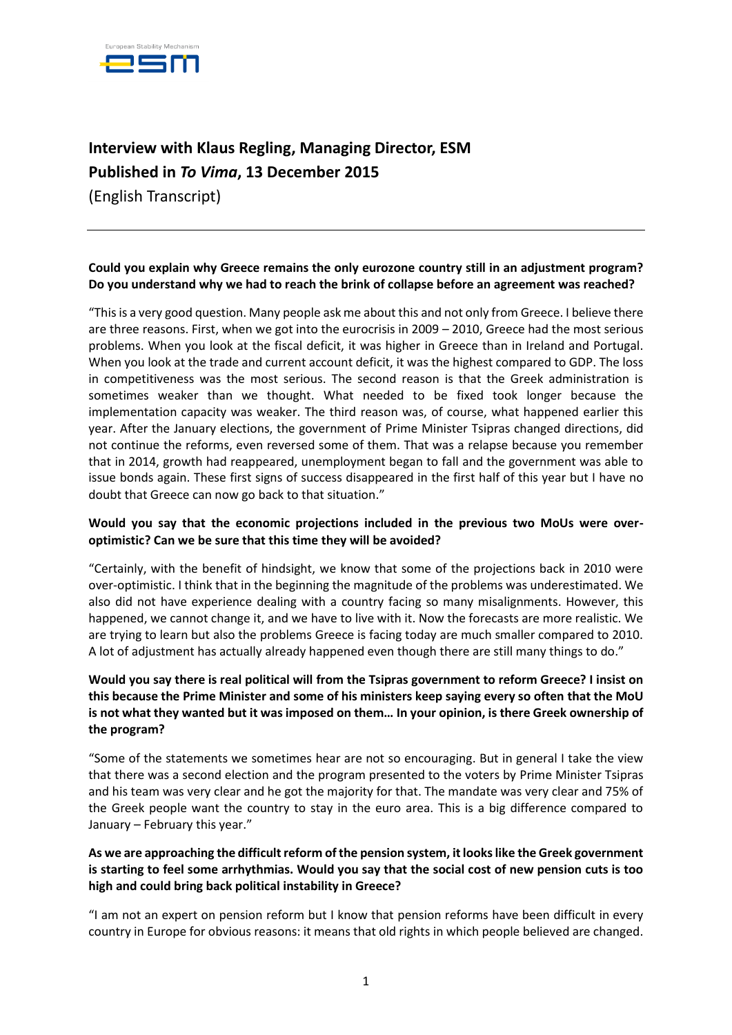# Interview with Klaus Regling, Managing Director, ESM
## Published in *To Vima*, 13 December 2015
(English Transcript)

---

**Could you explain why Greece remains the only eurozone country still in an adjustment program? Do you understand why we had to reach the brink of collapse before an agreement was reached?**

"This is a very good question. Many people ask me about this and not only from Greece. I believe there are three reasons. First, when we got into the eurocrisis in 2009 – 2010, Greece had the most serious problems. When you look at the fiscal deficit, it was higher in Greece than in Ireland and Portugal. When you look at the trade and current account deficit, it was the highest compared to GDP. The loss in competitiveness was the most serious. The second reason is that the Greek administration is sometimes weaker than we thought. What needed to be fixed took longer because the implementation capacity was weaker. The third reason was, of course, what happened earlier this year. After the January elections, the government of Prime Minister Tsipras changed directions, did not continue the reforms, even reversed some of them. That was a relapse because you remember that in 2014, growth had reappeared, unemployment began to fall and the government was able to issue bonds again. These first signs of success disappeared in the first half of this year but I have no doubt that Greece can now go back to that situation."

**Would you say that the economic projections included in the previous two MoUs were over-optimistic? Can we be sure that this time they will be avoided?**

"Certainly, with the benefit of hindsight, we know that some of the projections back in 2010 were over-optimistic. I think that in the beginning the magnitude of the problems was underestimated. We also did not have experience dealing with a country facing so many misalignments. However, this happened, we cannot change it, and we have to live with it. Now the forecasts are more realistic. We are trying to learn but also the problems Greece is facing today are much smaller compared to 2010. A lot of adjustment has actually already happened even though there are still many things to do."

**Would you say there is real political will from the Tsipras government to reform Greece? I insist on this because the Prime Minister and some of his ministers keep saying every so often that the MoU is not what they wanted but it was imposed on them… In your opinion, is there Greek ownership of the program?**

"Some of the statements we sometimes hear are not so encouraging. But in general I take the view that there was a second election and the program presented to the voters by Prime Minister Tsipras and his team was very clear and he got the majority for that. The mandate was very clear and 75% of the Greek people want the country to stay in the euro area. This is a big difference compared to January – February this year."

**As we are approaching the difficult reform of the pension system, it looks like the Greek government is starting to feel some arrhythmias. Would you say that the social cost of new pension cuts is too high and could bring back political instability in Greece?**

"I am not an expert on pension reform but I know that pension reforms have been difficult in every country in Europe for obvious reasons: it means that old rights in which people believed are changed.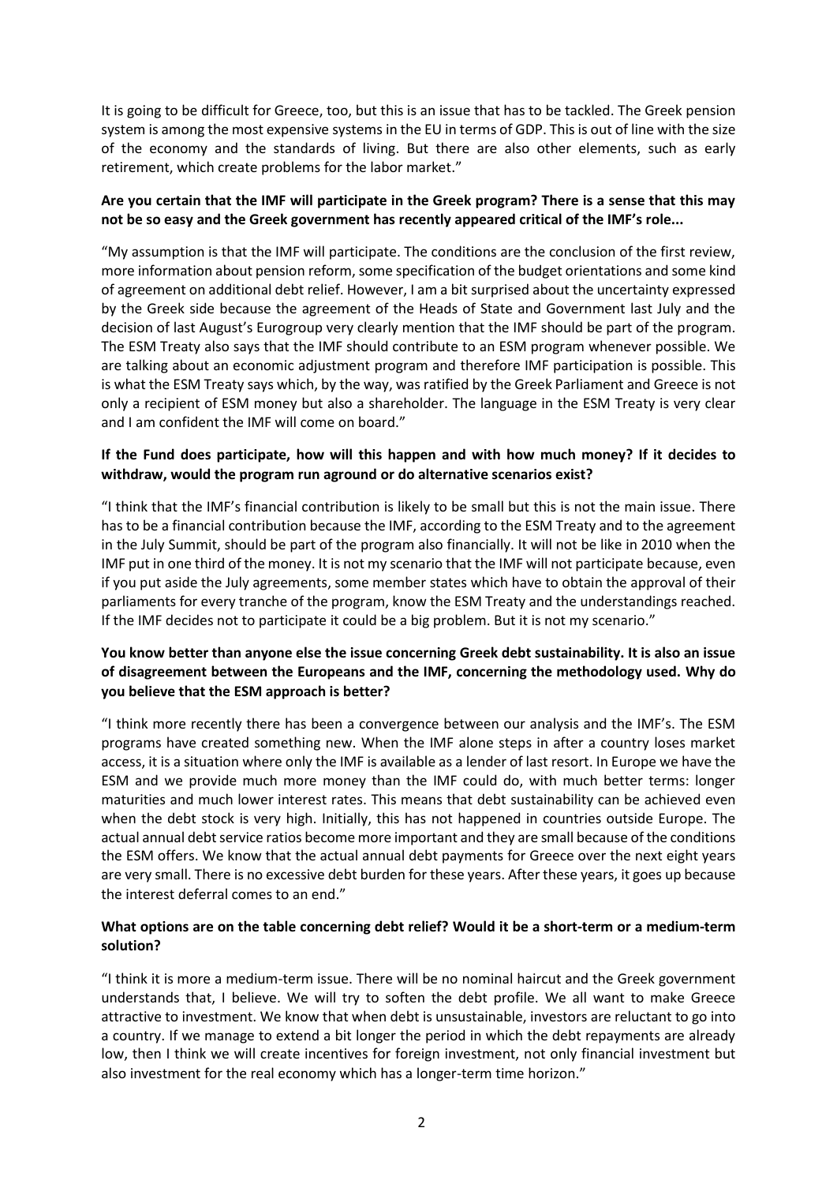It is going to be difficult for Greece, too, but this is an issue that has to be tackled. The Greek pension system is among the most expensive systems in the EU in terms of GDP. This is out of line with the size of the economy and the standards of living. But there are also other elements, such as early retirement, which create problems for the labor market."

**Are you certain that the IMF will participate in the Greek program? There is a sense that this may not be so easy and the Greek government has recently appeared critical of the IMF's role...**

"My assumption is that the IMF will participate. The conditions are the conclusion of the first review, more information about pension reform, some specification of the budget orientations and some kind of agreement on additional debt relief. However, I am a bit surprised about the uncertainty expressed by the Greek side because the agreement of the Heads of State and Government last July and the decision of last August's Eurogroup very clearly mention that the IMF should be part of the program. The ESM Treaty also says that the IMF should contribute to an ESM program whenever possible. We are talking about an economic adjustment program and therefore IMF participation is possible. This is what the ESM Treaty says which, by the way, was ratified by the Greek Parliament and Greece is not only a recipient of ESM money but also a shareholder. The language in the ESM Treaty is very clear and I am confident the IMF will come on board."

**If the Fund does participate, how will this happen and with how much money? If it decides to withdraw, would the program run aground or do alternative scenarios exist?**

"I think that the IMF's financial contribution is likely to be small but this is not the main issue. There has to be a financial contribution because the IMF, according to the ESM Treaty and to the agreement in the July Summit, should be part of the program also financially. It will not be like in 2010 when the IMF put in one third of the money. It is not my scenario that the IMF will not participate because, even if you put aside the July agreements, some member states which have to obtain the approval of their parliaments for every tranche of the program, know the ESM Treaty and the understandings reached. If the IMF decides not to participate it could be a big problem. But it is not my scenario."

**You know better than anyone else the issue concerning Greek debt sustainability. It is also an issue of disagreement between the Europeans and the IMF, concerning the methodology used. Why do you believe that the ESM approach is better?**

"I think more recently there has been a convergence between our analysis and the IMF's. The ESM programs have created something new. When the IMF alone steps in after a country loses market access, it is a situation where only the IMF is available as a lender of last resort. In Europe we have the ESM and we provide much more money than the IMF could do, with much better terms: longer maturities and much lower interest rates. This means that debt sustainability can be achieved even when the debt stock is very high. Initially, this has not happened in countries outside Europe. The actual annual debt service ratios become more important and they are small because of the conditions the ESM offers. We know that the actual annual debt payments for Greece over the next eight years are very small. There is no excessive debt burden for these years. After these years, it goes up because the interest deferral comes to an end."

**What options are on the table concerning debt relief? Would it be a short-term or a medium-term solution?**

"I think it is more a medium-term issue. There will be no nominal haircut and the Greek government understands that, I believe. We will try to soften the debt profile. We all want to make Greece attractive to investment. We know that when debt is unsustainable, investors are reluctant to go into a country. If we manage to extend a bit longer the period in which the debt repayments are already low, then I think we will create incentives for foreign investment, not only financial investment but also investment for the real economy which has a longer-term time horizon."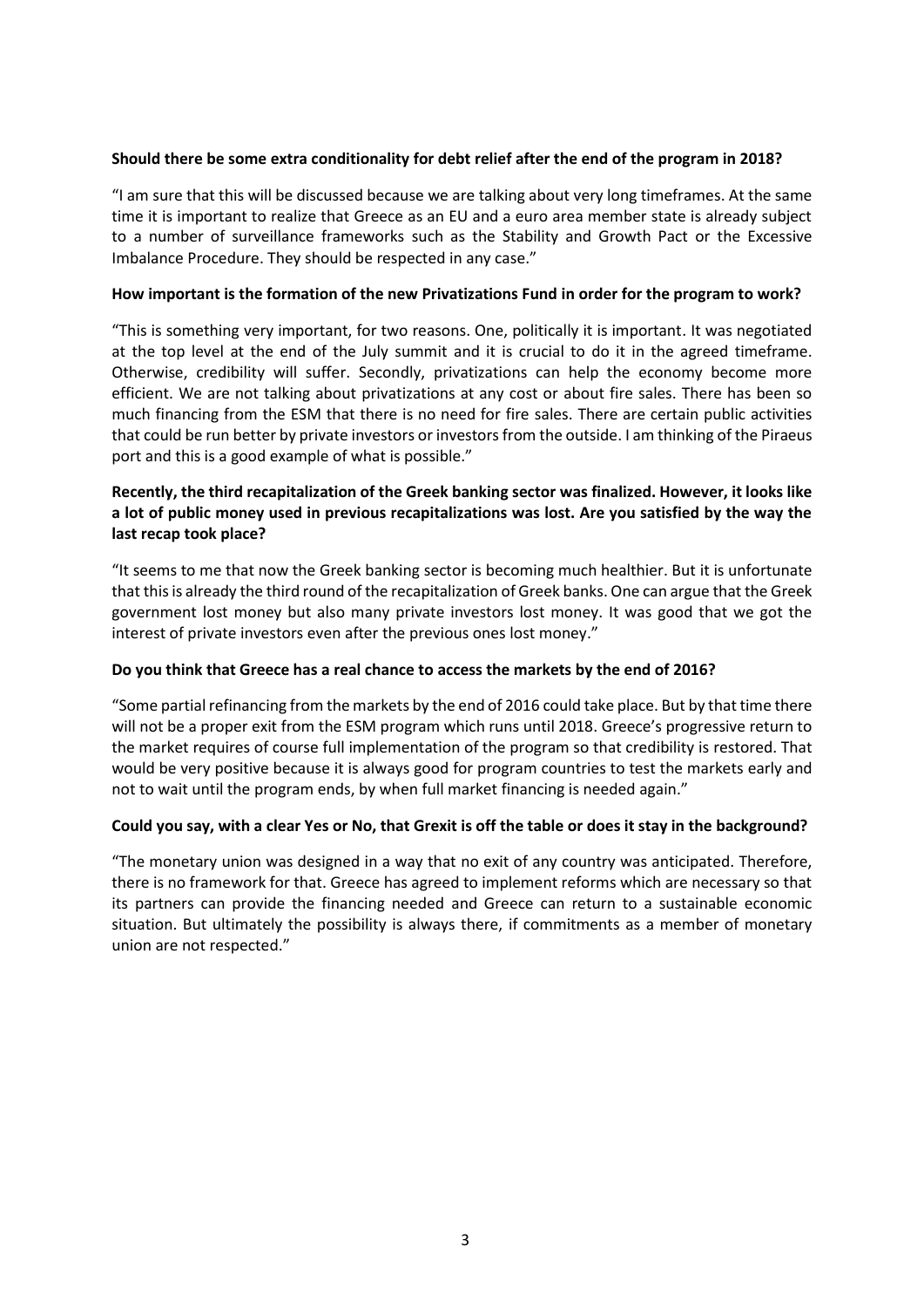**Should there be some extra conditionality for debt relief after the end of the program in 2018?**

"I am sure that this will be discussed because we are talking about very long timeframes. At the same time it is important to realize that Greece as an EU and a euro area member state is already subject to a number of surveillance frameworks such as the Stability and Growth Pact or the Excessive Imbalance Procedure. They should be respected in any case."

**How important is the formation of the new Privatizations Fund in order for the program to work?**

"This is something very important, for two reasons. One, politically it is important. It was negotiated at the top level at the end of the July summit and it is crucial to do it in the agreed timeframe. Otherwise, credibility will suffer. Secondly, privatizations can help the economy become more efficient. We are not talking about privatizations at any cost or about fire sales. There has been so much financing from the ESM that there is no need for fire sales. There are certain public activities that could be run better by private investors or investors from the outside. I am thinking of the Piraeus port and this is a good example of what is possible."

**Recently, the third recapitalization of the Greek banking sector was finalized. However, it looks like a lot of public money used in previous recapitalizations was lost. Are you satisfied by the way the last recap took place?**

"It seems to me that now the Greek banking sector is becoming much healthier. But it is unfortunate that this is already the third round of the recapitalization of Greek banks. One can argue that the Greek government lost money but also many private investors lost money. It was good that we got the interest of private investors even after the previous ones lost money."

**Do you think that Greece has a real chance to access the markets by the end of 2016?**

"Some partial refinancing from the markets by the end of 2016 could take place. But by that time there will not be a proper exit from the ESM program which runs until 2018. Greece's progressive return to the market requires of course full implementation of the program so that credibility is restored. That would be very positive because it is always good for program countries to test the markets early and not to wait until the program ends, by when full market financing is needed again."

**Could you say, with a clear Yes or No, that Grexit is off the table or does it stay in the background?**

"The monetary union was designed in a way that no exit of any country was anticipated. Therefore, there is no framework for that. Greece has agreed to implement reforms which are necessary so that its partners can provide the financing needed and Greece can return to a sustainable economic situation. But ultimately the possibility is always there, if commitments as a member of monetary union are not respected."